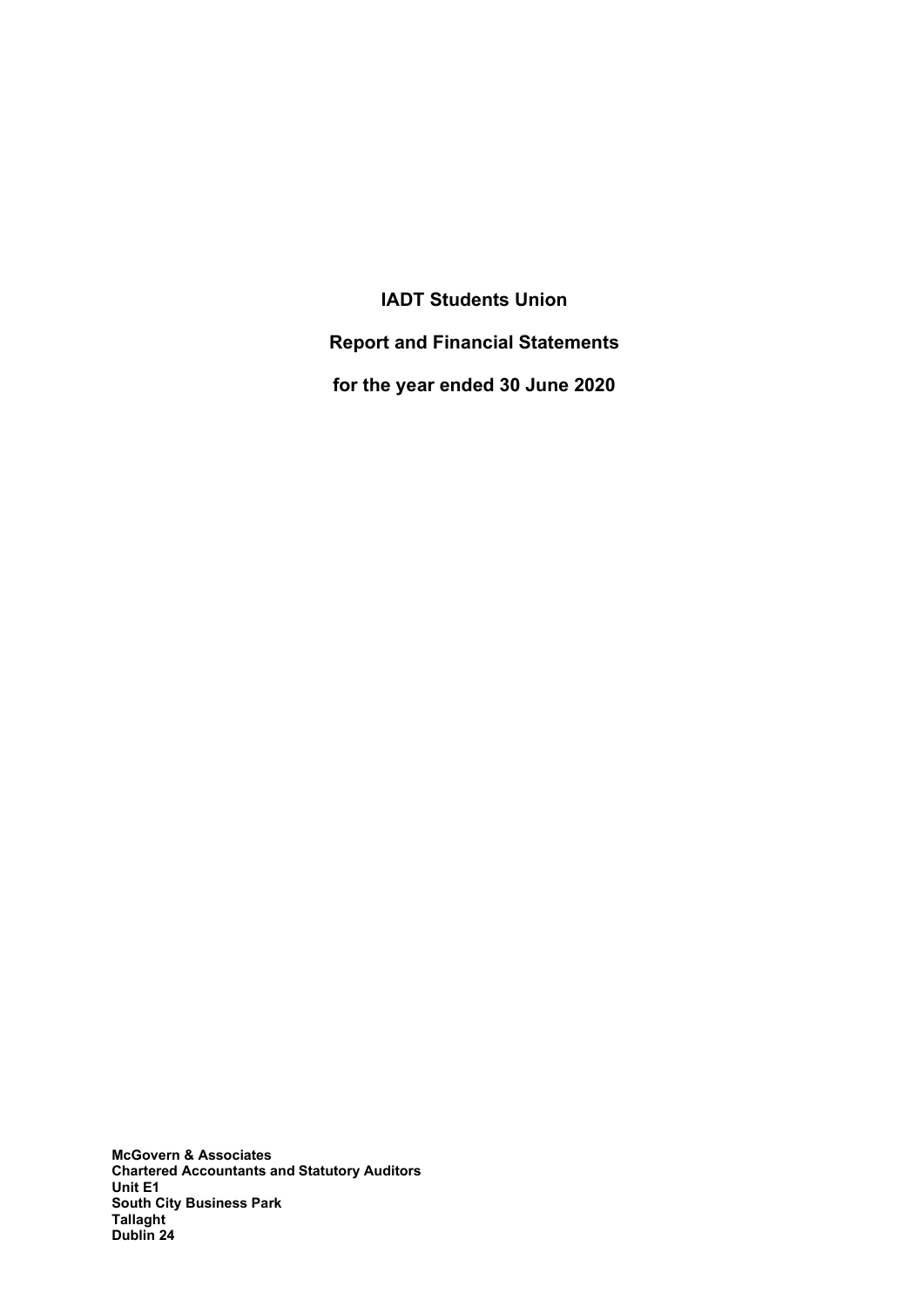# IADT Students Union

## Report and Financial Statements

## for the year ended 30 June 2020

**McGovern & Associates**
**Chartered Accountants and Statutory Auditors**
**Unit E1**
**South City Business Park**
**Tallaght**
**Dublin 24**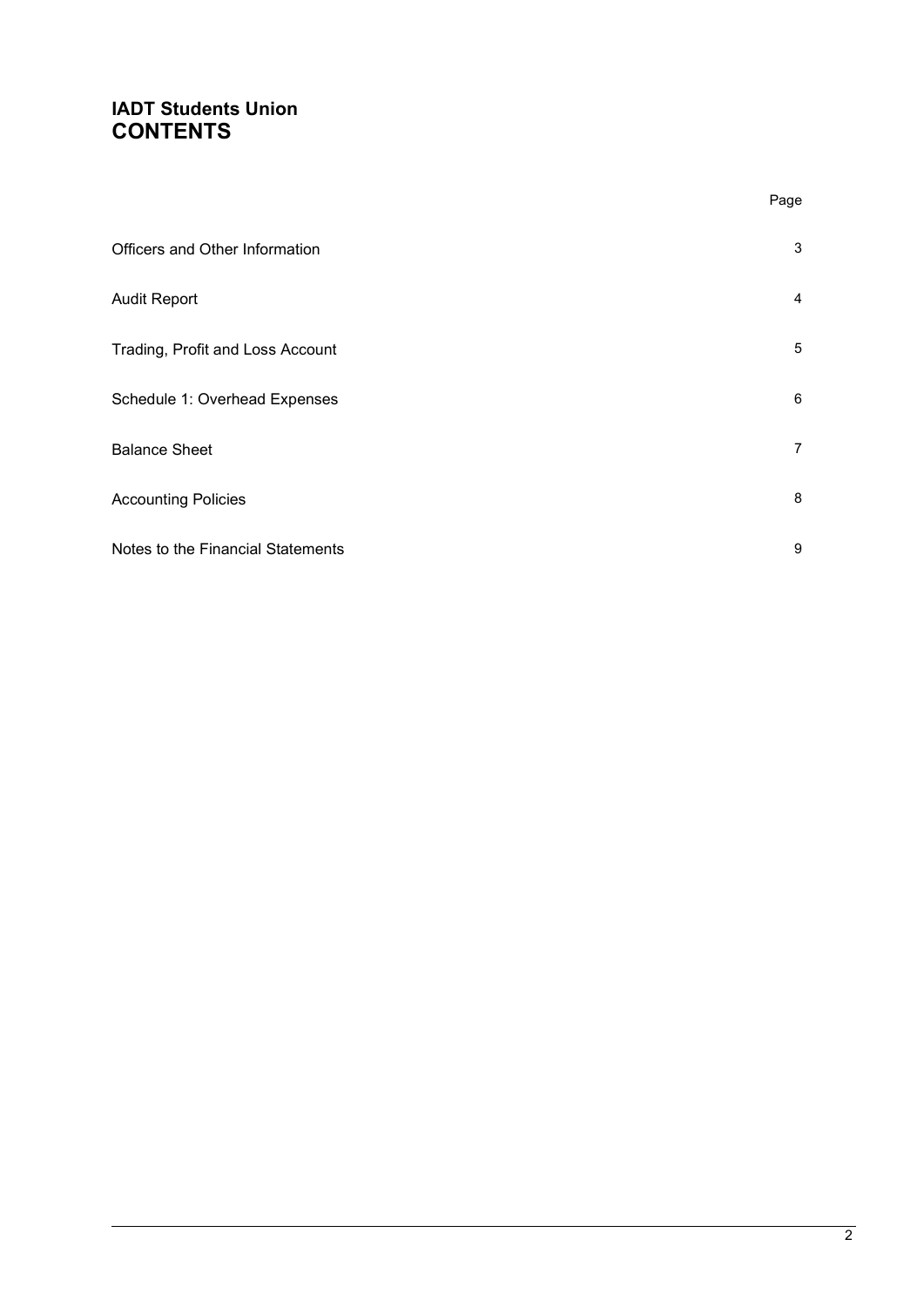# IADT Students Union
# CONTENTS

| | Page |
|---|---|
| Officers and Other Information | 3 |
| Audit Report | 4 |
| Trading, Profit and Loss Account | 5 |
| Schedule 1: Overhead Expenses | 6 |
| Balance Sheet | 7 |
| Accounting Policies | 8 |
| Notes to the Financial Statements | 9 |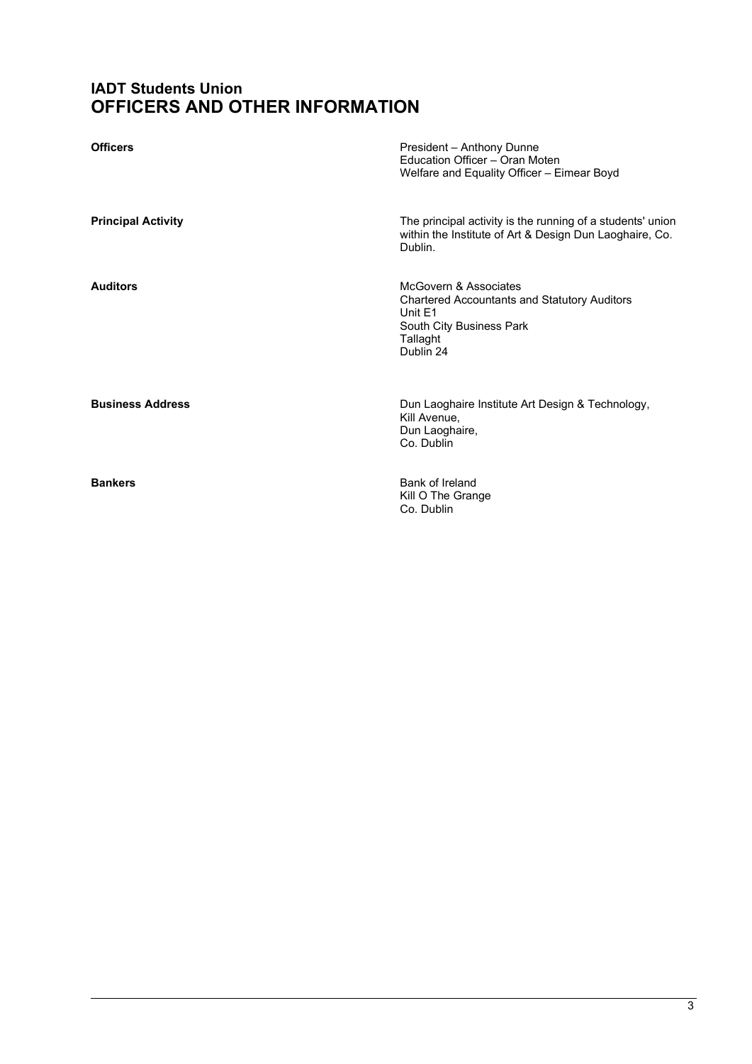# IADT Students Union
## OFFICERS AND OTHER INFORMATION

**Officers**

President – Anthony Dunne
Education Officer – Oran Moten
Welfare and Equality Officer – Eimear Boyd

**Principal Activity**

The principal activity is the running of a students' union within the Institute of Art & Design Dun Laoghaire, Co. Dublin.

**Auditors**

McGovern & Associates
Chartered Accountants and Statutory Auditors
Unit E1
South City Business Park
Tallaght
Dublin 24

**Business Address**

Dun Laoghaire Institute Art Design & Technology,
Kill Avenue,
Dun Laoghaire,
Co. Dublin

**Bankers**

Bank of Ireland
Kill O The Grange
Co. Dublin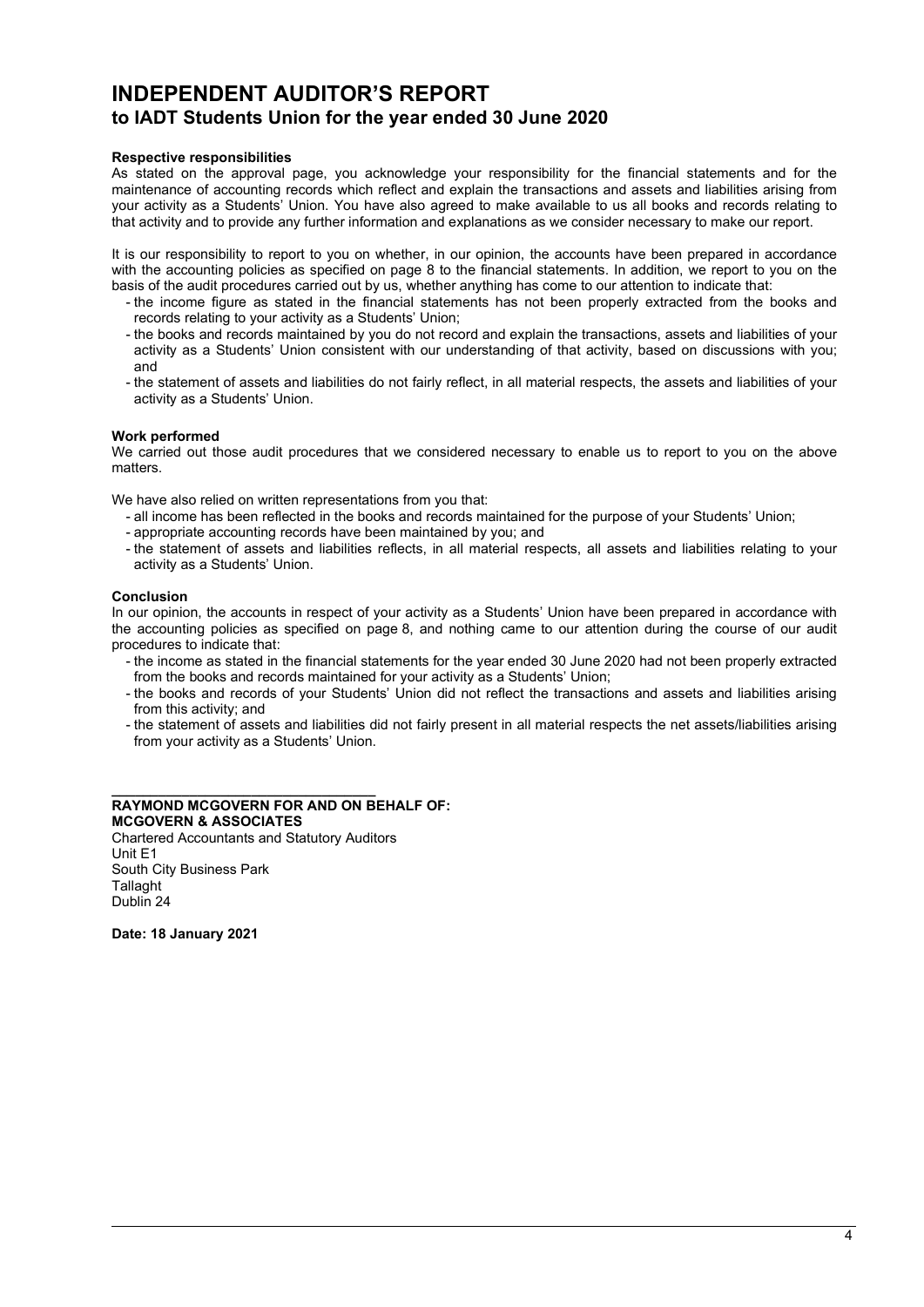# INDEPENDENT AUDITOR'S REPORT
## to IADT Students Union for the year ended 30 June 2020

**Respective responsibilities**

As stated on the approval page, you acknowledge your responsibility for the financial statements and for the maintenance of accounting records which reflect and explain the transactions and assets and liabilities arising from your activity as a Students' Union. You have also agreed to make available to us all books and records relating to that activity and to provide any further information and explanations as we consider necessary to make our report.

It is our responsibility to report to you on whether, in our opinion, the accounts have been prepared in accordance with the accounting policies as specified on page 8 to the financial statements. In addition, we report to you on the basis of the audit procedures carried out by us, whether anything has come to our attention to indicate that:

- the income figure as stated in the financial statements has not been properly extracted from the books and records relating to your activity as a Students' Union;
- the books and records maintained by you do not record and explain the transactions, assets and liabilities of your activity as a Students' Union consistent with our understanding of that activity, based on discussions with you; and
- the statement of assets and liabilities do not fairly reflect, in all material respects, the assets and liabilities of your activity as a Students' Union.

**Work performed**

We carried out those audit procedures that we considered necessary to enable us to report to you on the above matters.

We have also relied on written representations from you that:

- all income has been reflected in the books and records maintained for the purpose of your Students' Union;
- appropriate accounting records have been maintained by you; and
- the statement of assets and liabilities reflects, in all material respects, all assets and liabilities relating to your activity as a Students' Union.

**Conclusion**

In our opinion, the accounts in respect of your activity as a Students' Union have been prepared in accordance with the accounting policies as specified on page 8, and nothing came to our attention during the course of our audit procedures to indicate that:

- the income as stated in the financial statements for the year ended 30 June 2020 had not been properly extracted from the books and records maintained for your activity as a Students' Union;
- the books and records of your Students' Union did not reflect the transactions and assets and liabilities arising from this activity; and
- the statement of assets and liabilities did not fairly present in all material respects the net assets/liabilities arising from your activity as a Students' Union.

\_\_\_\_\_\_\_\_\_\_\_\_\_\_\_\_\_\_\_\_\_\_\_\_\_\_\_\_\_\_\_\_

**RAYMOND MCGOVERN FOR AND ON BEHALF OF:**
**MCGOVERN & ASSOCIATES**
Chartered Accountants and Statutory Auditors
Unit E1
South City Business Park
Tallaght
Dublin 24

**Date: 18 January 2021**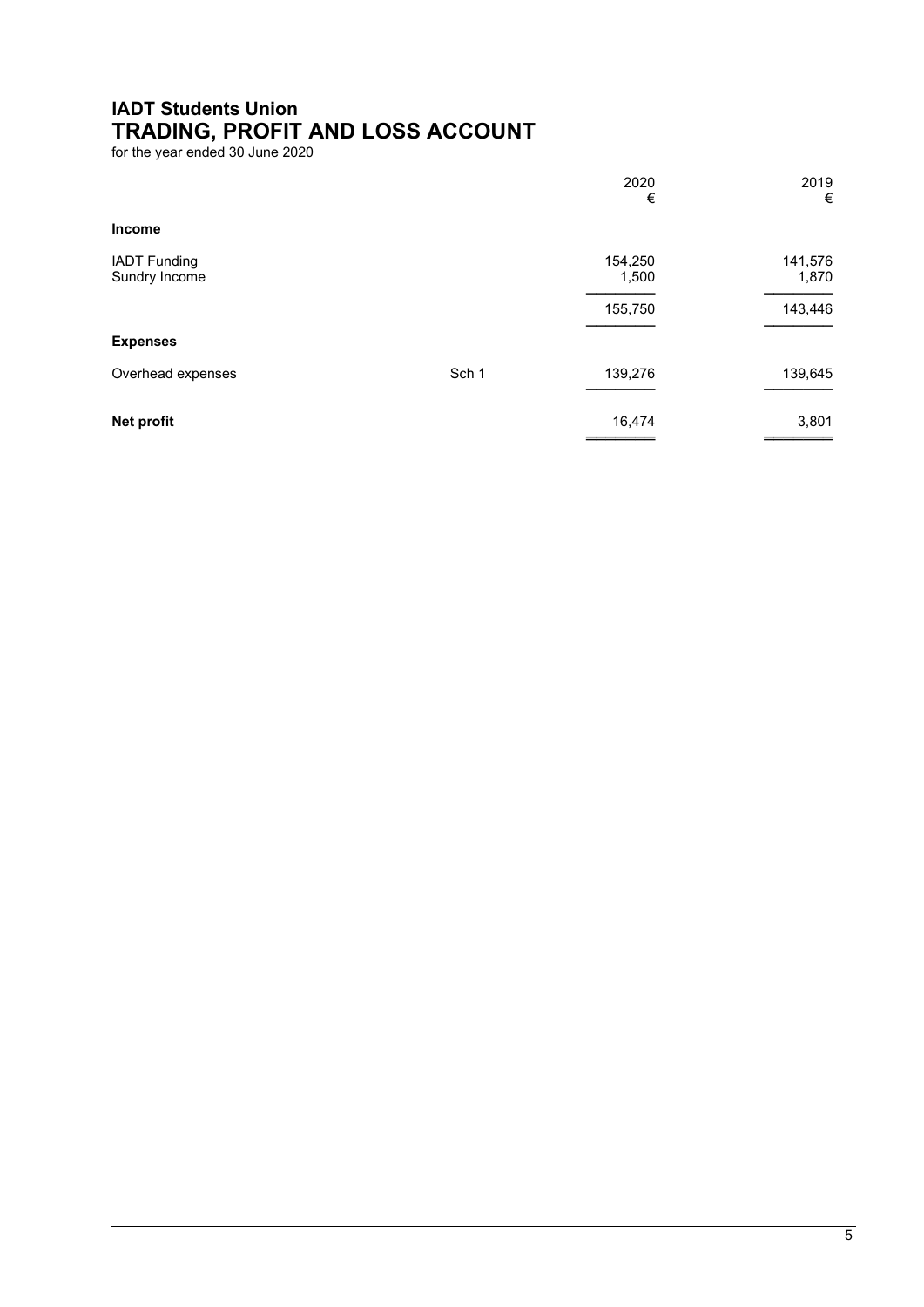# IADT Students Union
## TRADING, PROFIT AND LOSS ACCOUNT
for the year ended 30 June 2020

| | | 2020 € | 2019 € |
|---|---|---|---|
| **Income** | | | |
| IADT Funding | | 154,250 | 141,576 |
| Sundry Income | | 1,500 | 1,870 |
| | | 155,750 | 143,446 |
| **Expenses** | | | |
| Overhead expenses | Sch 1 | 139,276 | 139,645 |
| **Net profit** | | 16,474 | 3,801 |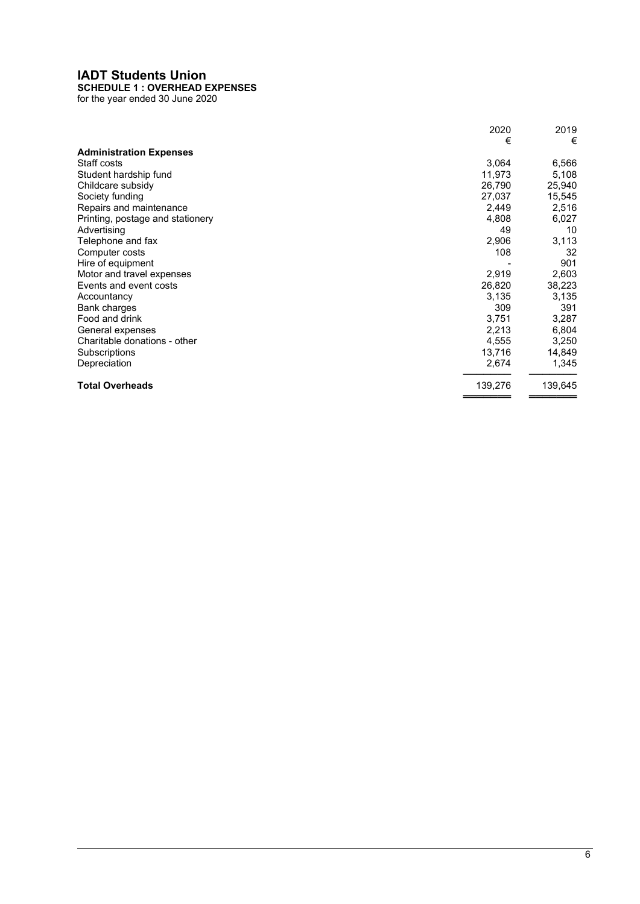# IADT Students Union

**SCHEDULE 1 : OVERHEAD EXPENSES**

for the year ended 30 June 2020

| | 2020 | 2019 |
|---|---|---|
| | € | € |
| **Administration Expenses** | | |
| Staff costs | 3,064 | 6,566 |
| Student hardship fund | 11,973 | 5,108 |
| Childcare subsidy | 26,790 | 25,940 |
| Society funding | 27,037 | 15,545 |
| Repairs and maintenance | 2,449 | 2,516 |
| Printing, postage and stationery | 4,808 | 6,027 |
| Advertising | 49 | 10 |
| Telephone and fax | 2,906 | 3,113 |
| Computer costs | 108 | 32 |
| Hire of equipment | - | 901 |
| Motor and travel expenses | 2,919 | 2,603 |
| Events and event costs | 26,820 | 38,223 |
| Accountancy | 3,135 | 3,135 |
| Bank charges | 309 | 391 |
| Food and drink | 3,751 | 3,287 |
| General expenses | 2,213 | 6,804 |
| Charitable donations - other | 4,555 | 3,250 |
| Subscriptions | 13,716 | 14,849 |
| Depreciation | 2,674 | 1,345 |
| **Total Overheads** | 139,276 | 139,645 |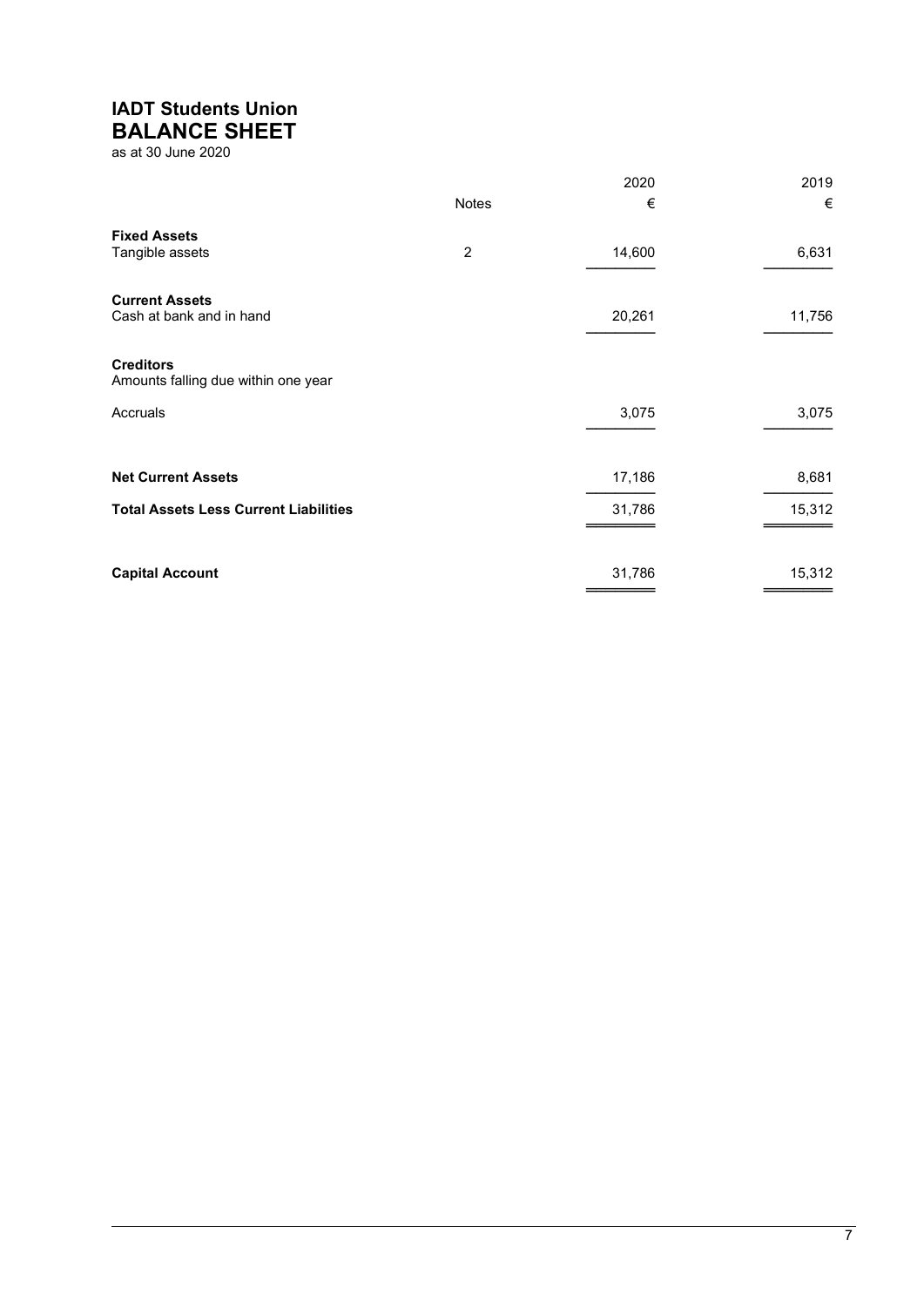# IADT Students Union
## BALANCE SHEET
as at 30 June 2020

| | Notes | 2020 € | 2019 € |
|---|---|---|---|
| **Fixed Assets** | | | |
| Tangible assets | 2 | 14,600 | 6,631 |
| **Current Assets** | | | |
| Cash at bank and in hand | | 20,261 | 11,756 |
| **Creditors** | | | |
| Amounts falling due within one year | | | |
| Accruals | | 3,075 | 3,075 |
| **Net Current Assets** | | 17,186 | 8,681 |
| **Total Assets Less Current Liabilities** | | 31,786 | 15,312 |
| **Capital Account** | | 31,786 | 15,312 |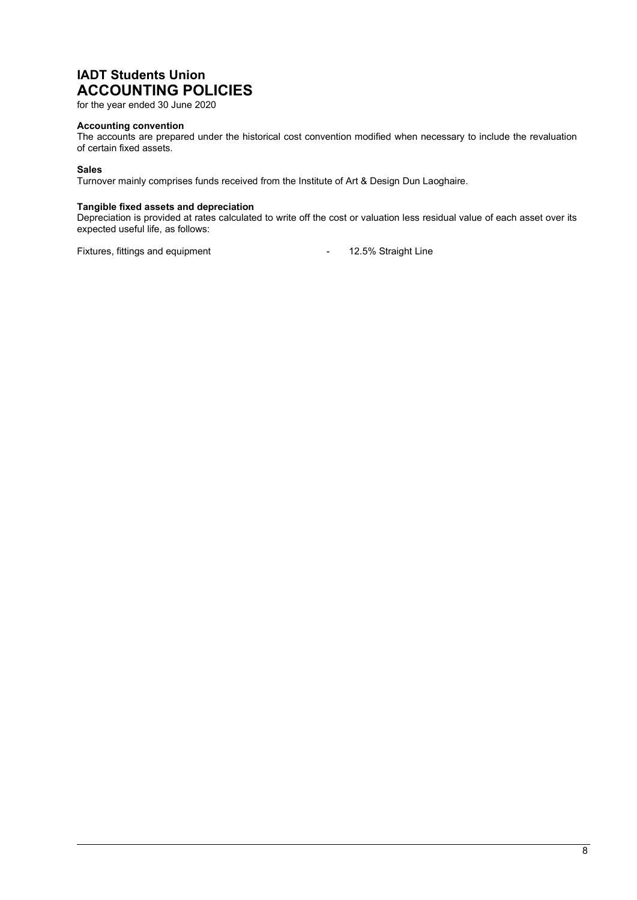# IADT Students Union
# ACCOUNTING POLICIES

for the year ended 30 June 2020

**Accounting convention**

The accounts are prepared under the historical cost convention modified when necessary to include the revaluation of certain fixed assets.

**Sales**

Turnover mainly comprises funds received from the Institute of Art & Design Dun Laoghaire.

**Tangible fixed assets and depreciation**

Depreciation is provided at rates calculated to write off the cost or valuation less residual value of each asset over its expected useful life, as follows:

Fixtures, fittings and equipment - 12.5% Straight Line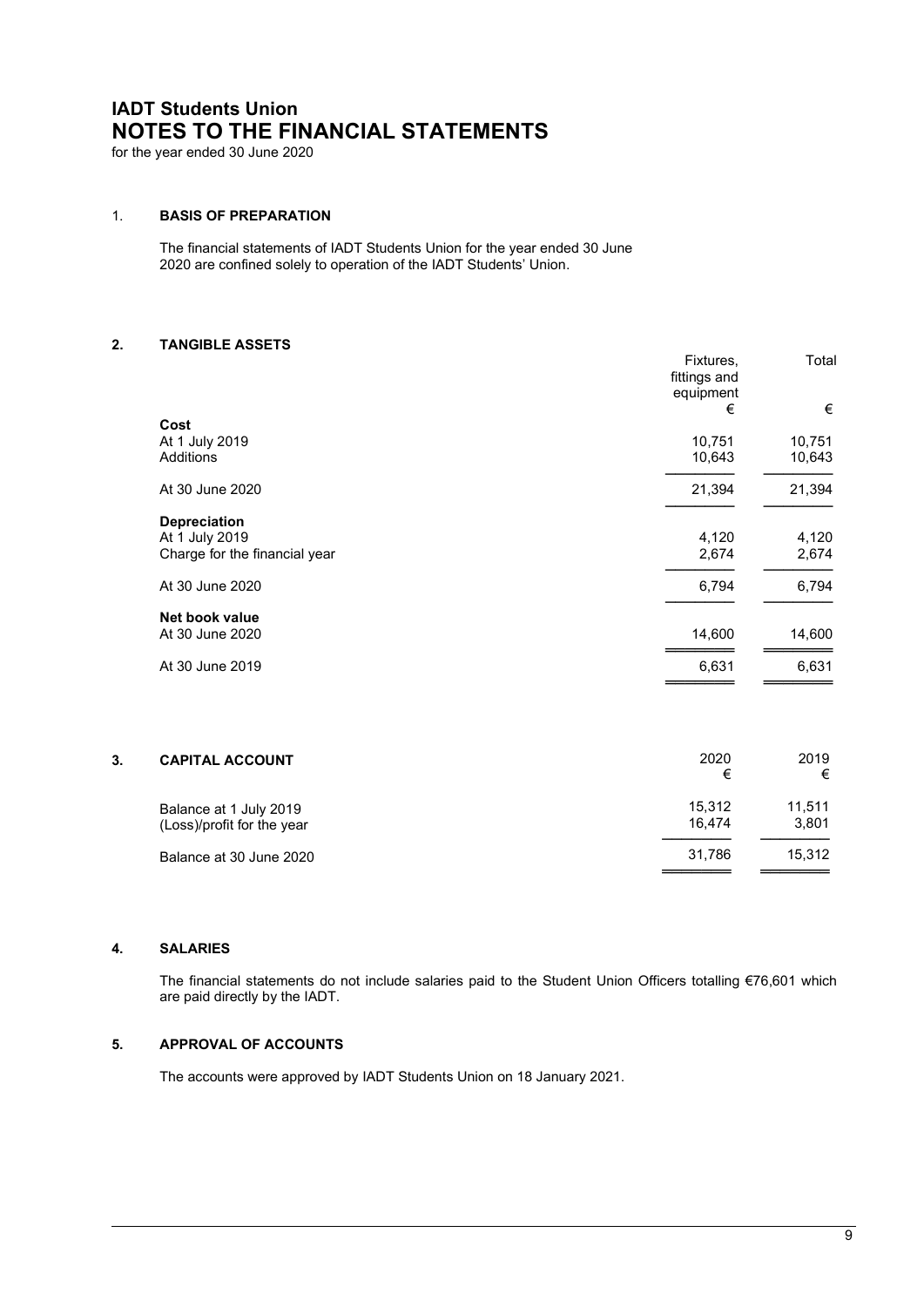# IADT Students Union
## NOTES TO THE FINANCIAL STATEMENTS
for the year ended 30 June 2020

### 1. BASIS OF PREPARATION

The financial statements of IADT Students Union for the year ended 30 June 2020 are confined solely to operation of the IADT Students' Union.

### 2. TANGIBLE ASSETS

| | Fixtures, fittings and equipment | Total |
|---|---|---|
| | € | € |
| **Cost** | | |
| At 1 July 2019 | 10,751 | 10,751 |
| Additions | 10,643 | 10,643 |
| At 30 June 2020 | 21,394 | 21,394 |
| **Depreciation** | | |
| At 1 July 2019 | 4,120 | 4,120 |
| Charge for the financial year | 2,674 | 2,674 |
| At 30 June 2020 | 6,794 | 6,794 |
| **Net book value** | | |
| At 30 June 2020 | 14,600 | 14,600 |
| At 30 June 2019 | 6,631 | 6,631 |

### 3. CAPITAL ACCOUNT

| | 2020 | 2019 |
|---|---|---|
| | € | € |
| Balance at 1 July 2019 | 15,312 | 11,511 |
| (Loss)/profit for the year | 16,474 | 3,801 |
| Balance at 30 June 2020 | 31,786 | 15,312 |

### 4. SALARIES

The financial statements do not include salaries paid to the Student Union Officers totalling €76,601 which are paid directly by the IADT.

### 5. APPROVAL OF ACCOUNTS

The accounts were approved by IADT Students Union on 18 January 2021.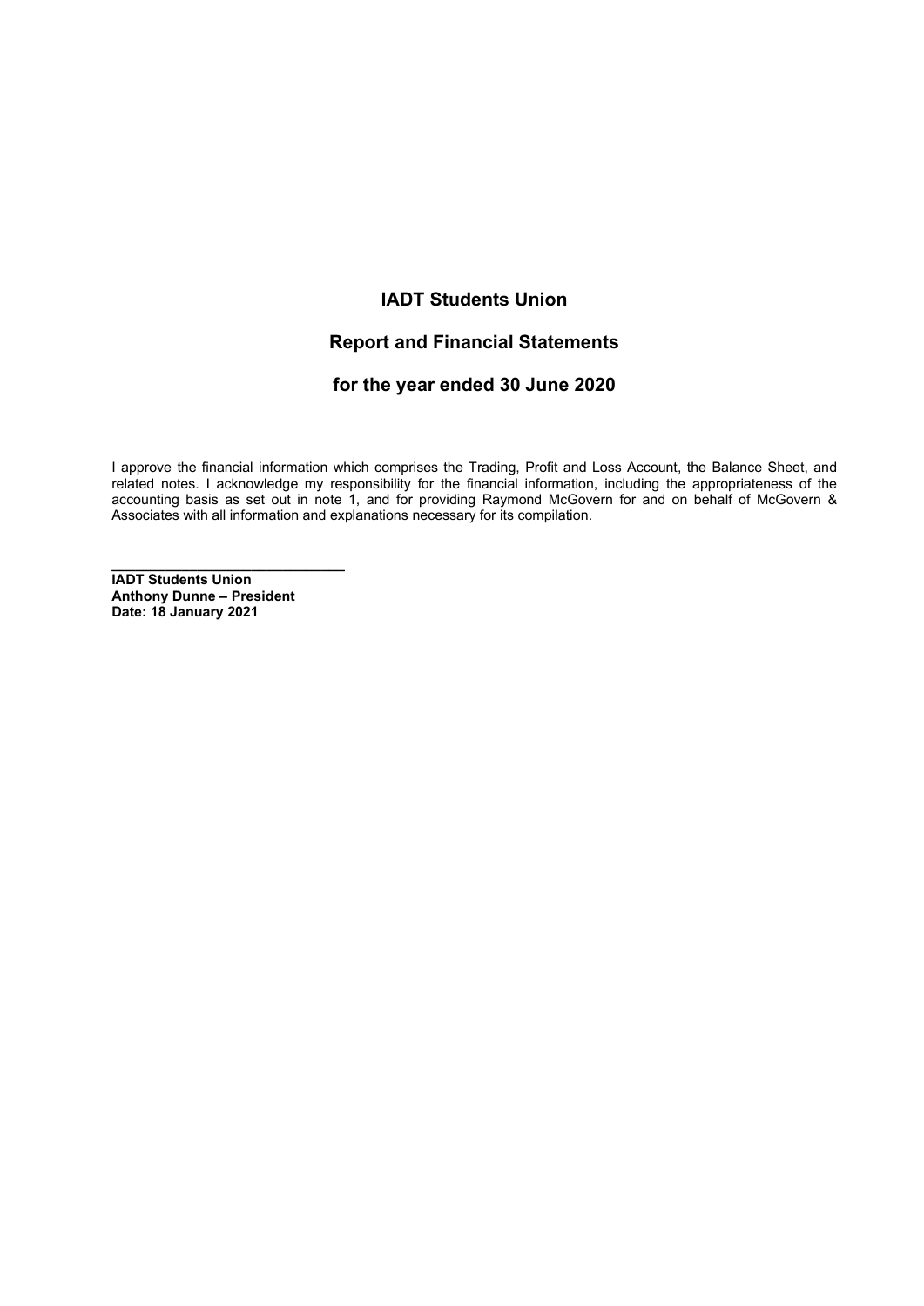# IADT Students Union

## Report and Financial Statements

## for the year ended 30 June 2020

I approve the financial information which comprises the Trading, Profit and Loss Account, the Balance Sheet, and related notes. I acknowledge my responsibility for the financial information, including the appropriateness of the accounting basis as set out in note 1, and for providing Raymond McGovern for and on behalf of McGovern & Associates with all information and explanations necessary for its compilation.

______________________________

**IADT Students Union**
**Anthony Dunne – President**
**Date: 18 January 2021**